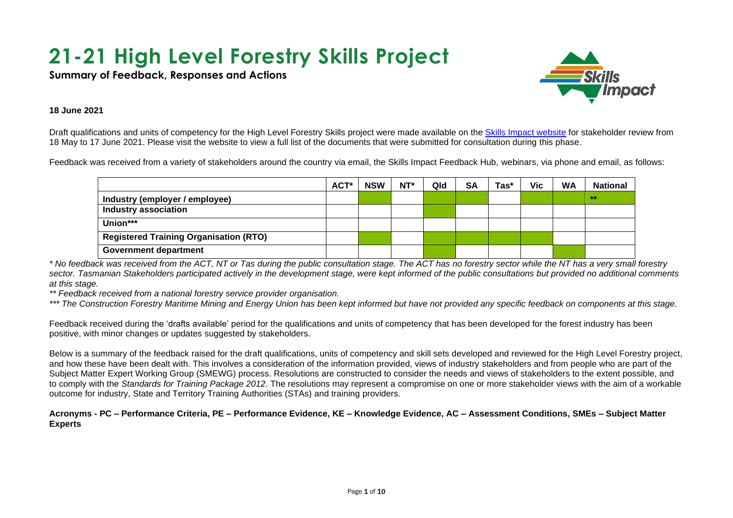# 21-21 High Level Forestry Skills Project

**Summary of Feedback, Responses and Actions**

**18 June 2021**

Draft qualifications and units of competency for the High Level Forestry Skills project were made available on the Skills Impact website for stakeholder review from 18 May to 17 June 2021. Please visit the website to view a full list of the documents that were submitted for consultation during this phase.

Feedback was received from a variety of stakeholders around the country via email, the Skills Impact Feedback Hub, webinars, via phone and email, as follows:

| | ACT* | NSW | NT* | Qld | SA | Tas* | Vic | WA | National |
|---|---|---|---|---|---|---|---|---|---|
| **Industry (employer / employee)** | | ✓ | | ✓ | ✓ | | ✓ | | ✓ ** |
| **Industry association** | | | | ✓ | | | | | |
| **Union*** ** | | | | | | | | | |
| **Registered Training Organisation (RTO)** | | ✓ | | ✓ | ✓ | ✓ | ✓ | | |
| **Government department** | | | | ✓ | | | | ✓ | |

*\* No feedback was received from the ACT, NT or Tas during the public consultation stage. The ACT has no forestry sector while the NT has a very small forestry sector. Tasmanian Stakeholders participated actively in the development stage, were kept informed of the public consultations but provided no additional comments at this stage.*

*\*\* Feedback received from a national forestry service provider organisation.*

*\*\*\* The Construction Forestry Maritime Mining and Energy Union has been kept informed but have not provided any specific feedback on components at this stage.*

Feedback received during the 'drafts available' period for the qualifications and units of competency that has been developed for the forest industry has been positive, with minor changes or updates suggested by stakeholders.

Below is a summary of the feedback raised for the draft qualifications, units of competency and skill sets developed and reviewed for the High Level Forestry project, and how these have been dealt with. This involves a consideration of the information provided, views of industry stakeholders and from people who are part of the Subject Matter Expert Working Group (SMEWG) process. Resolutions are constructed to consider the needs and views of stakeholders to the extent possible, and to comply with the *Standards for Training Package 2012*. The resolutions may represent a compromise on one or more stakeholder views with the aim of a workable outcome for industry, State and Territory Training Authorities (STAs) and training providers.

**Acronyms - PC – Performance Criteria, PE – Performance Evidence, KE – Knowledge Evidence, AC – Assessment Conditions, SMEs – Subject Matter Experts**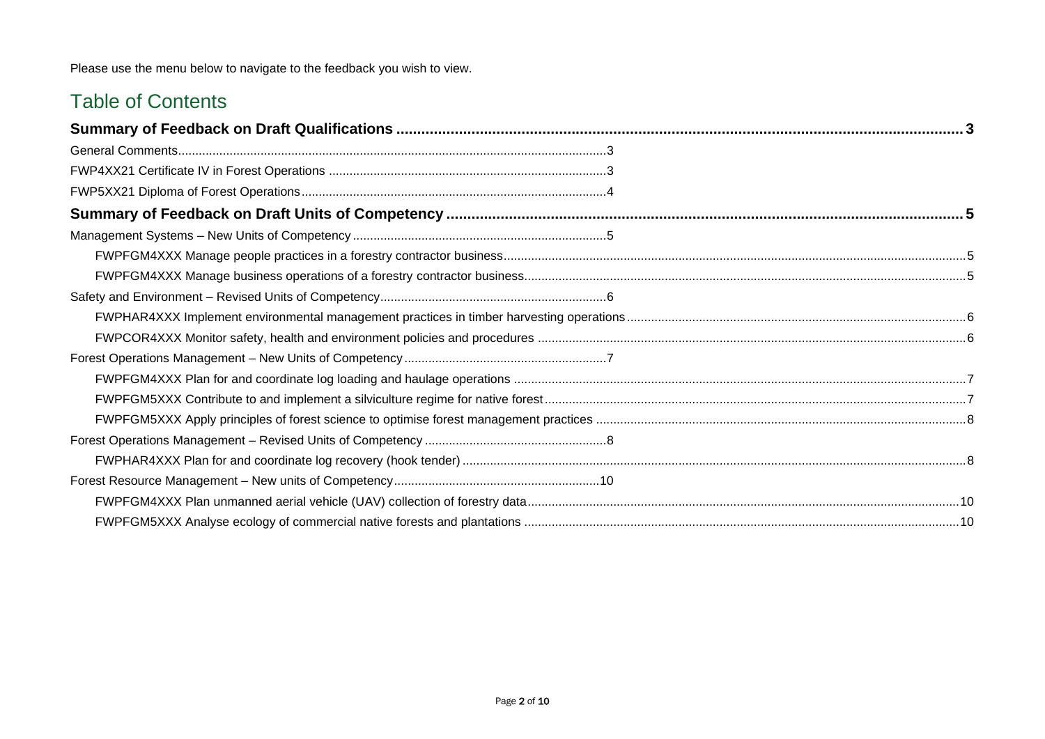Please use the menu below to navigate to the feedback you wish to view.

# Table of Contents

**Summary of Feedback on Draft Qualifications** ..... 3

General Comments ..... 3

FWP4XX21 Certificate IV in Forest Operations ..... 3

FWP5XX21 Diploma of Forest Operations ..... 4

**Summary of Feedback on Draft Units of Competency** ..... 5

Management Systems – New Units of Competency ..... 5

- FWPFGM4XXX Manage people practices in a forestry contractor business ..... 5
- FWPFGM4XXX Manage business operations of a forestry contractor business ..... 5

Safety and Environment – Revised Units of Competency ..... 6

- FWPHAR4XXX Implement environmental management practices in timber harvesting operations ..... 6
- FWPCOR4XXX Monitor safety, health and environment policies and procedures ..... 6

Forest Operations Management – New Units of Competency ..... 7

- FWPFGM4XXX Plan for and coordinate log loading and haulage operations ..... 7
- FWPFGM5XXX Contribute to and implement a silviculture regime for native forest ..... 7
- FWPFGM5XXX Apply principles of forest science to optimise forest management practices ..... 8

Forest Operations Management – Revised Units of Competency ..... 8

- FWPHAR4XXX Plan for and coordinate log recovery (hook tender) ..... 8

Forest Resource Management – New units of Competency ..... 10

- FWPFGM4XXX Plan unmanned aerial vehicle (UAV) collection of forestry data ..... 10
- FWPFGM5XXX Analyse ecology of commercial native forests and plantations ..... 10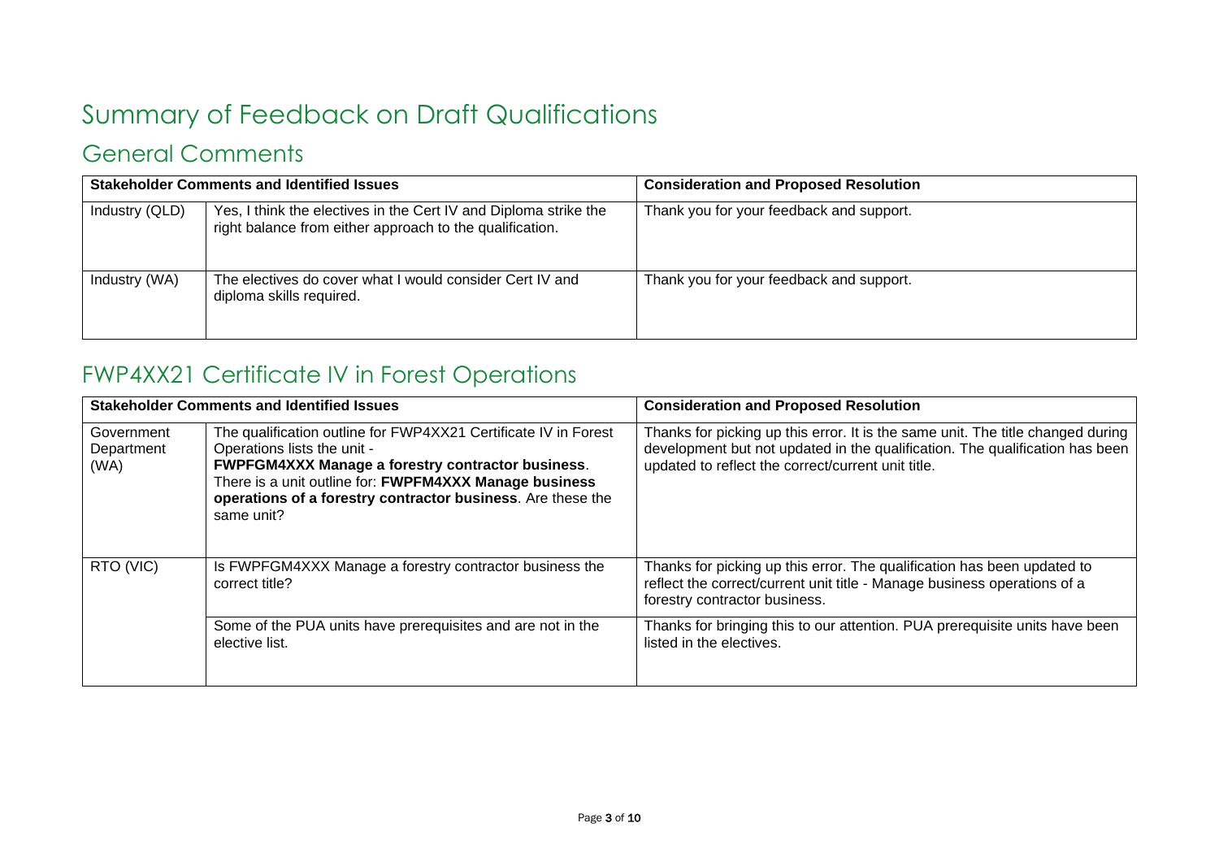# Summary of Feedback on Draft Qualifications

## General Comments

| Stakeholder Comments and Identified Issues | | Consideration and Proposed Resolution |
|---|---|---|
| Industry (QLD) | Yes, I think the electives in the Cert IV and Diploma strike the right balance from either approach to the qualification. | Thank you for your feedback and support. |
| Industry (WA) | The electives do cover what I would consider Cert IV and diploma skills required. | Thank you for your feedback and support. |

## FWP4XX21 Certificate IV in Forest Operations

| Stakeholder Comments and Identified Issues | | Consideration and Proposed Resolution |
|---|---|---|
| Government Department (WA) | The qualification outline for FWP4XX21 Certificate IV in Forest Operations lists the unit - **FWPFGM4XXX Manage a forestry contractor business**. There is a unit outline for: **FWPFM4XXX Manage business operations of a forestry contractor business**. Are these the same unit? | Thanks for picking up this error. It is the same unit. The title changed during development but not updated in the qualification. The qualification has been updated to reflect the correct/current unit title. |
| RTO (VIC) | Is FWPFGM4XXX Manage a forestry contractor business the correct title? | Thanks for picking up this error. The qualification has been updated to reflect the correct/current unit title - Manage business operations of a forestry contractor business. |
| | Some of the PUA units have prerequisites and are not in the elective list. | Thanks for bringing this to our attention. PUA prerequisite units have been listed in the electives. |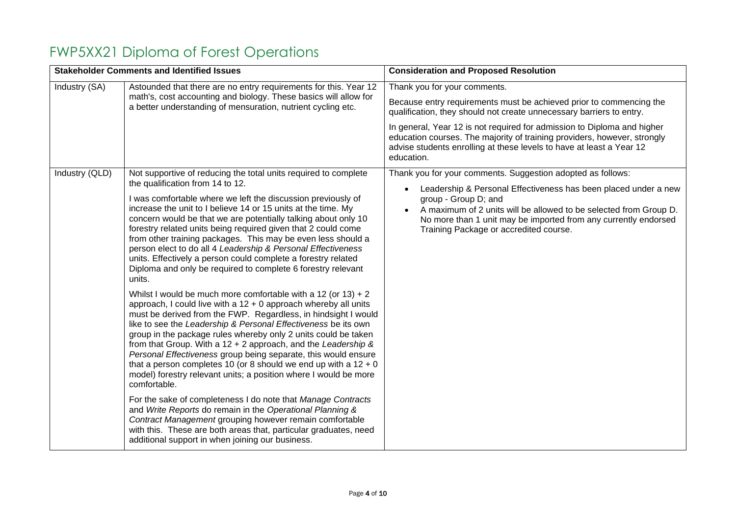# FWP5XX21 Diploma of Forest Operations

| Stakeholder Comments and Identified Issues | | Consideration and Proposed Resolution |
|---|---|---|
| Industry (SA) | Astounded that there are no entry requirements for this. Year 12 math's, cost accounting and biology. These basics will allow for a better understanding of mensuration, nutrient cycling etc. | Thank you for your comments.<br><br>Because entry requirements must be achieved prior to commencing the qualification, they should not create unnecessary barriers to entry.<br><br>In general, Year 12 is not required for admission to Diploma and higher education courses. The majority of training providers, however, strongly advise students enrolling at these levels to have at least a Year 12 education. |
| Industry (QLD) | Not supportive of reducing the total units required to complete the qualification from 14 to 12.<br><br>I was comfortable where we left the discussion previously of increase the unit to I believe 14 or 15 units at the time. My concern would be that we are potentially talking about only 10 forestry related units being required given that 2 could come from other training packages. This may be even less should a person elect to do all 4 *Leadership & Personal Effectiveness* units. Effectively a person could complete a forestry related Diploma and only be required to complete 6 forestry relevant units.<br><br>Whilst I would be much more comfortable with a 12 (or 13) + 2 approach, I could live with a 12 + 0 approach whereby all units must be derived from the FWP. Regardless, in hindsight I would like to see the *Leadership & Personal Effectiveness* be its own group in the package rules whereby only 2 units could be taken from that Group. With a 12 + 2 approach, and the *Leadership & Personal Effectiveness* group being separate, this would ensure that a person completes 10 (or 8 should we end up with a 12 + 0 model) forestry relevant units; a position where I would be more comfortable.<br><br>For the sake of completeness I do note that *Manage Contracts* and *Write Reports* do remain in the *Operational Planning & Contract Management* grouping however remain comfortable with this. These are both areas that, particular graduates, need additional support in when joining our business. | Thank you for your comments. Suggestion adopted as follows:<br><br>• Leadership & Personal Effectiveness has been placed under a new group - Group D; and<br>• A maximum of 2 units will be allowed to be selected from Group D. No more than 1 unit may be imported from any currently endorsed Training Package or accredited course. |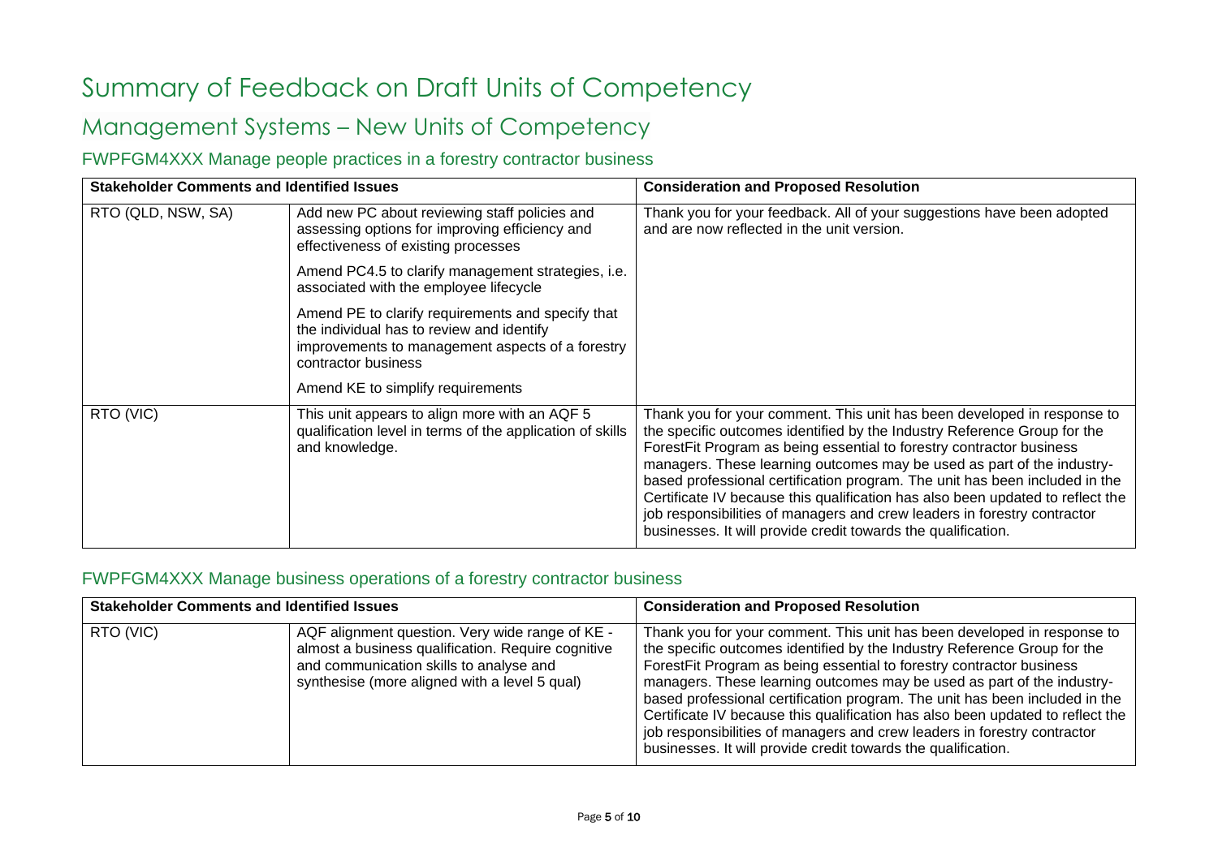# Summary of Feedback on Draft Units of Competency

## Management Systems – New Units of Competency

### FWPFGM4XXX Manage people practices in a forestry contractor business

| Stakeholder Comments and Identified Issues | | Consideration and Proposed Resolution |
|---|---|---|
| RTO (QLD, NSW, SA) | Add new PC about reviewing staff policies and assessing options for improving efficiency and effectiveness of existing processes<br><br>Amend PC4.5 to clarify management strategies, i.e. associated with the employee lifecycle<br><br>Amend PE to clarify requirements and specify that the individual has to review and identify improvements to management aspects of a forestry contractor business<br><br>Amend KE to simplify requirements | Thank you for your feedback. All of your suggestions have been adopted and are now reflected in the unit version. |
| RTO (VIC) | This unit appears to align more with an AQF 5 qualification level in terms of the application of skills and knowledge. | Thank you for your comment. This unit has been developed in response to the specific outcomes identified by the Industry Reference Group for the ForestFit Program as being essential to forestry contractor business managers. These learning outcomes may be used as part of the industry-based professional certification program. The unit has been included in the Certificate IV because this qualification has also been updated to reflect the job responsibilities of managers and crew leaders in forestry contractor businesses. It will provide credit towards the qualification. |

### FWPFGM4XXX Manage business operations of a forestry contractor business

| Stakeholder Comments and Identified Issues | | Consideration and Proposed Resolution |
|---|---|---|
| RTO (VIC) | AQF alignment question. Very wide range of KE - almost a business qualification. Require cognitive and communication skills to analyse and synthesise (more aligned with a level 5 qual) | Thank you for your comment. This unit has been developed in response to the specific outcomes identified by the Industry Reference Group for the ForestFit Program as being essential to forestry contractor business managers. These learning outcomes may be used as part of the industry-based professional certification program. The unit has been included in the Certificate IV because this qualification has also been updated to reflect the job responsibilities of managers and crew leaders in forestry contractor businesses. It will provide credit towards the qualification. |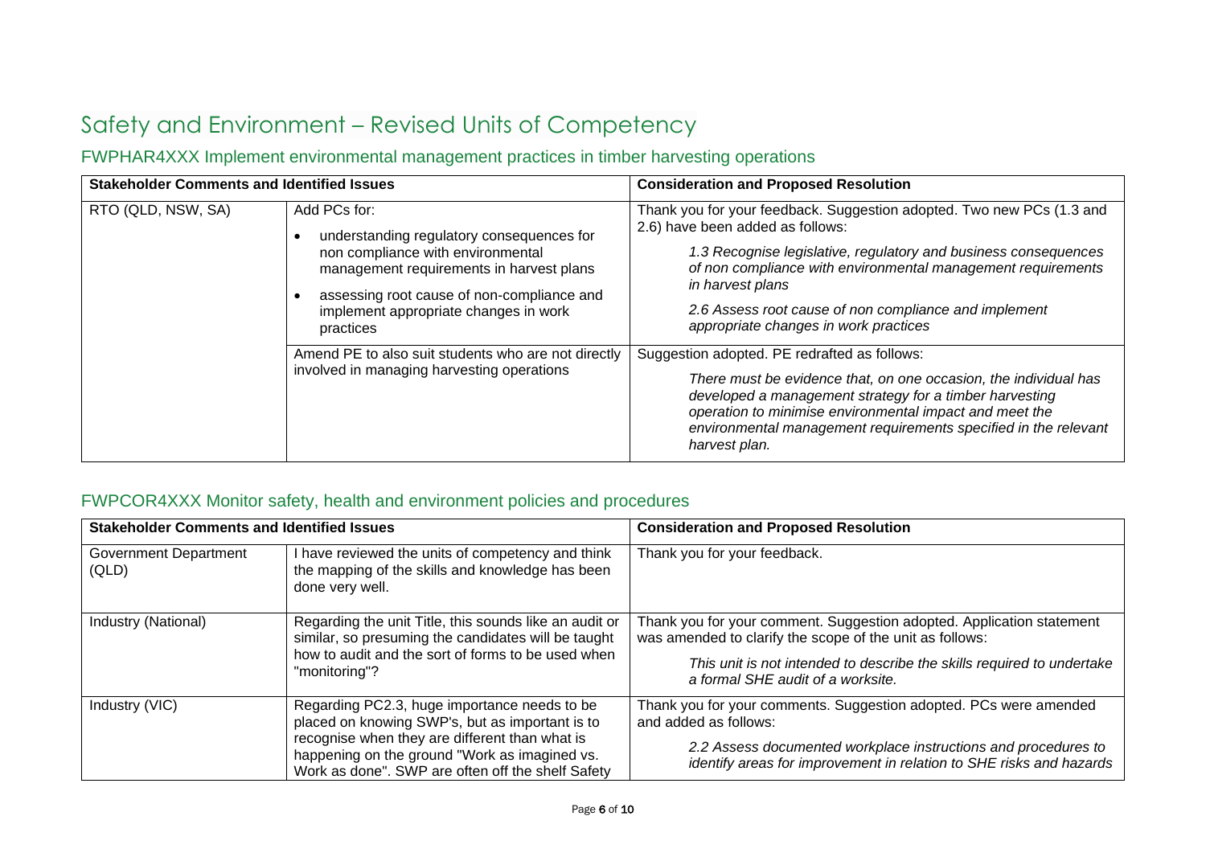# Safety and Environment – Revised Units of Competency

## FWPHAR4XXX Implement environmental management practices in timber harvesting operations

| Stakeholder Comments and Identified Issues | | Consideration and Proposed Resolution |
|---|---|---|
| RTO (QLD, NSW, SA) | Add PCs for:<br>• understanding regulatory consequences for non compliance with environmental management requirements in harvest plans<br>• assessing root cause of non-compliance and implement appropriate changes in work practices | Thank you for your feedback. Suggestion adopted. Two new PCs (1.3 and 2.6) have been added as follows:<br>*1.3 Recognise legislative, regulatory and business consequences of non compliance with environmental management requirements in harvest plans*<br>*2.6 Assess root cause of non compliance and implement appropriate changes in work practices* |
| | Amend PE to also suit students who are not directly involved in managing harvesting operations | Suggestion adopted. PE redrafted as follows:<br>*There must be evidence that, on one occasion, the individual has developed a management strategy for a timber harvesting operation to minimise environmental impact and meet the environmental management requirements specified in the relevant harvest plan.* |

## FWPCOR4XXX Monitor safety, health and environment policies and procedures

| Stakeholder Comments and Identified Issues | | Consideration and Proposed Resolution |
|---|---|---|
| Government Department (QLD) | I have reviewed the units of competency and think the mapping of the skills and knowledge has been done very well. | Thank you for your feedback. |
| Industry (National) | Regarding the unit Title, this sounds like an audit or similar, so presuming the candidates will be taught how to audit and the sort of forms to be used when "monitoring"? | Thank you for your comment. Suggestion adopted. Application statement was amended to clarify the scope of the unit as follows:<br>*This unit is not intended to describe the skills required to undertake a formal SHE audit of a worksite.* |
| Industry (VIC) | Regarding PC2.3, huge importance needs to be placed on knowing SWP's, but as important is to recognise when they are different than what is happening on the ground "Work as imagined vs. Work as done". SWP are often off the shelf Safety | Thank you for your comments. Suggestion adopted. PCs were amended and added as follows:<br>*2.2 Assess documented workplace instructions and procedures to identify areas for improvement in relation to SHE risks and hazards* |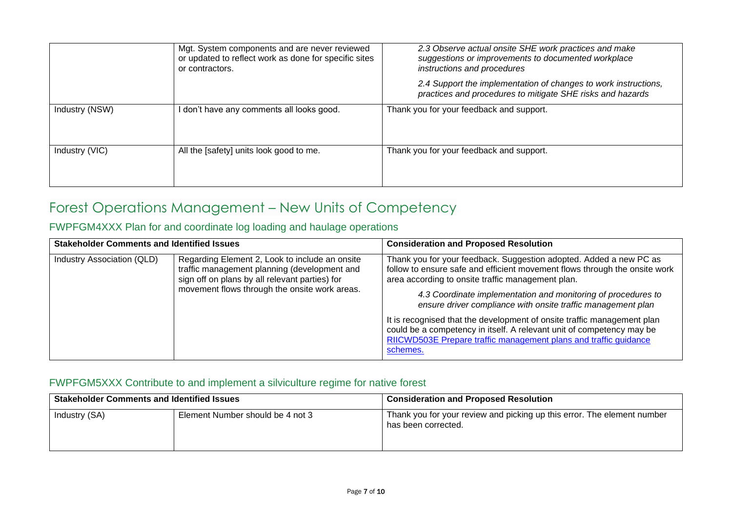| | | |
|---|---|---|
| | Mgt. System components and are never reviewed or updated to reflect work as done for specific sites or contractors. | *2.3 Observe actual onsite SHE work practices and make suggestions or improvements to documented workplace instructions and procedures*<br><br>*2.4 Support the implementation of changes to work instructions, practices and procedures to mitigate SHE risks and hazards* |
| Industry (NSW) | I don't have any comments all looks good. | Thank you for your feedback and support. |
| Industry (VIC) | All the [safety] units look good to me. | Thank you for your feedback and support. |

# Forest Operations Management – New Units of Competency

## FWPFGM4XXX Plan for and coordinate log loading and haulage operations

| Stakeholder Comments and Identified Issues | | Consideration and Proposed Resolution |
|---|---|---|
| Industry Association (QLD) | Regarding Element 2, Look to include an onsite traffic management planning (development and sign off on plans by all relevant parties) for movement flows through the onsite work areas. | Thank you for your feedback. Suggestion adopted. Added a new PC as follow to ensure safe and efficient movement flows through the onsite work area according to onsite traffic management plan.<br><br>*4.3 Coordinate implementation and monitoring of procedures to ensure driver compliance with onsite traffic management plan*<br><br>It is recognised that the development of onsite traffic management plan could be a competency in itself. A relevant unit of competency may be [RIICWD503E Prepare traffic management plans and traffic guidance schemes.] |

## FWPFGM5XXX Contribute to and implement a silviculture regime for native forest

| Stakeholder Comments and Identified Issues | | Consideration and Proposed Resolution |
|---|---|---|
| Industry (SA) | Element Number should be 4 not 3 | Thank you for your review and picking up this error. The element number has been corrected. |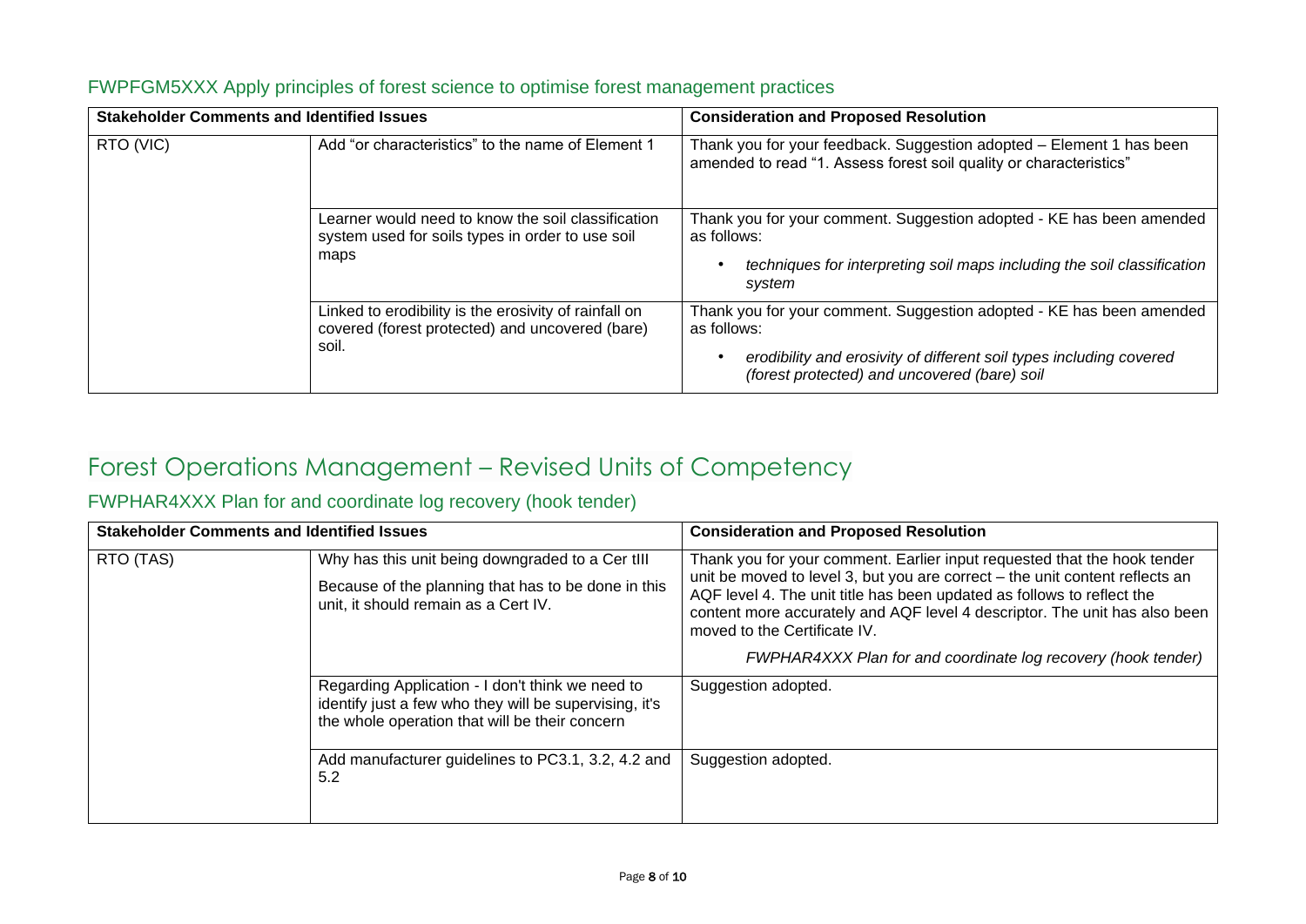### FWPFGM5XXX Apply principles of forest science to optimise forest management practices

| Stakeholder Comments and Identified Issues | | Consideration and Proposed Resolution |
|---|---|---|
| RTO (VIC) | Add "or characteristics" to the name of Element 1 | Thank you for your feedback. Suggestion adopted – Element 1 has been amended to read "1. Assess forest soil quality or characteristics" |
| | Learner would need to know the soil classification system used for soils types in order to use soil maps | Thank you for your comment. Suggestion adopted - KE has been amended as follows:<br>• *techniques for interpreting soil maps including the soil classification system* |
| | Linked to erodibility is the erosivity of rainfall on covered (forest protected) and uncovered (bare) soil. | Thank you for your comment. Suggestion adopted - KE has been amended as follows:<br>• *erodibility and erosivity of different soil types including covered (forest protected) and uncovered (bare) soil* |

## Forest Operations Management – Revised Units of Competency

### FWPHAR4XXX Plan for and coordinate log recovery (hook tender)

| Stakeholder Comments and Identified Issues | | Consideration and Proposed Resolution |
|---|---|---|
| RTO (TAS) | Why has this unit being downgraded to a Cer tIII<br>Because of the planning that has to be done in this unit, it should remain as a Cert IV. | Thank you for your comment. Earlier input requested that the hook tender unit be moved to level 3, but you are correct – the unit content reflects an AQF level 4. The unit title has been updated as follows to reflect the content more accurately and AQF level 4 descriptor. The unit has also been moved to the Certificate IV.<br>*FWPHAR4XXX Plan for and coordinate log recovery (hook tender)* |
| | Regarding Application - I don't think we need to identify just a few who they will be supervising, it's the whole operation that will be their concern | Suggestion adopted. |
| | Add manufacturer guidelines to PC3.1, 3.2, 4.2 and 5.2 | Suggestion adopted. |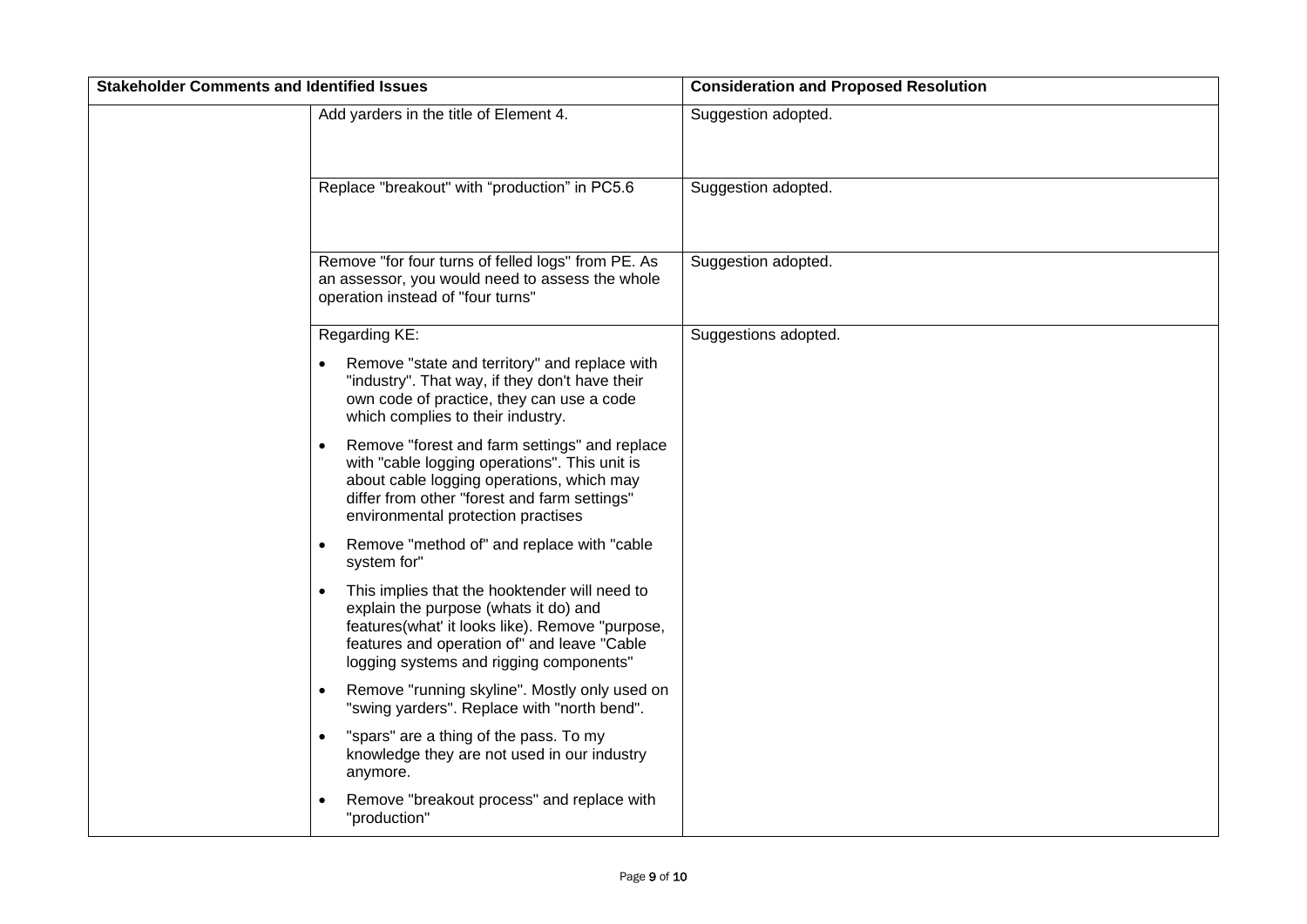| Stakeholder Comments and Identified Issues | | Consideration and Proposed Resolution |
|---|---|---|
| | Add yarders in the title of Element 4. | Suggestion adopted. |
| | Replace "breakout" with "production" in PC5.6 | Suggestion adopted. |
| | Remove "for four turns of felled logs" from PE. As an assessor, you would need to assess the whole operation instead of "four turns" | Suggestion adopted. |
| | Regarding KE:<br>• Remove "state and territory" and replace with "industry". That way, if they don't have their own code of practice, they can use a code which complies to their industry.<br>• Remove "forest and farm settings" and replace with "cable logging operations". This unit is about cable logging operations, which may differ from other "forest and farm settings" environmental protection practises<br>• Remove "method of" and replace with "cable system for"<br>• This implies that the hooktender will need to explain the purpose (whats it do) and features(what' it looks like). Remove "purpose, features and operation of" and leave "Cable logging systems and rigging components"<br>• Remove "running skyline". Mostly only used on "swing yarders". Replace with "north bend".<br>• "spars" are a thing of the pass. To my knowledge they are not used in our industry anymore.<br>• Remove "breakout process" and replace with "production" | Suggestions adopted. |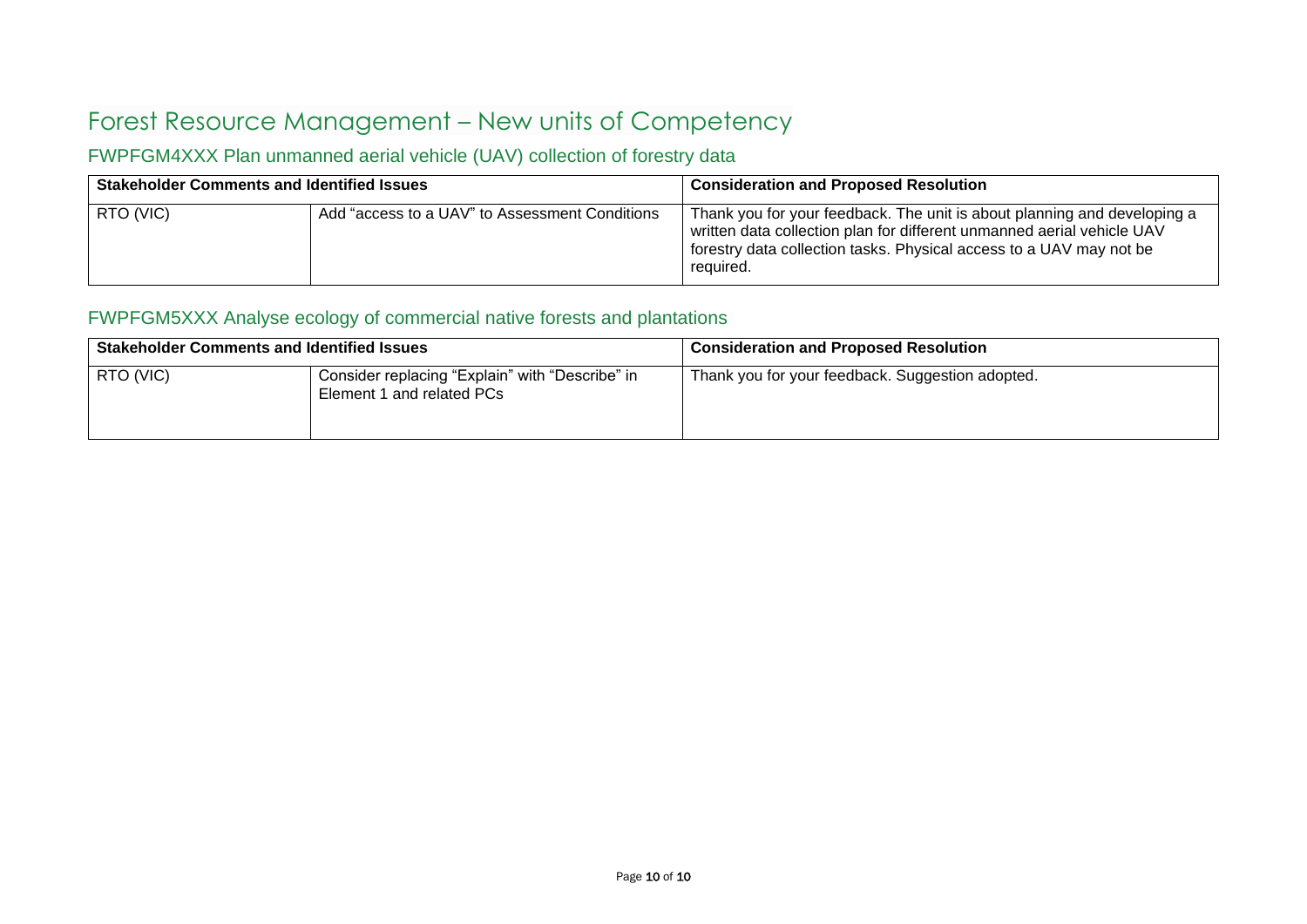# Forest Resource Management – New units of Competency

## FWPFGM4XXX Plan unmanned aerial vehicle (UAV) collection of forestry data

| Stakeholder Comments and Identified Issues | | Consideration and Proposed Resolution |
|---|---|---|
| RTO (VIC) | Add "access to a UAV" to Assessment Conditions | Thank you for your feedback. The unit is about planning and developing a written data collection plan for different unmanned aerial vehicle UAV forestry data collection tasks. Physical access to a UAV may not be required. |

## FWPFGM5XXX Analyse ecology of commercial native forests and plantations

| Stakeholder Comments and Identified Issues | | Consideration and Proposed Resolution |
|---|---|---|
| RTO (VIC) | Consider replacing "Explain" with "Describe" in Element 1 and related PCs | Thank you for your feedback. Suggestion adopted. |